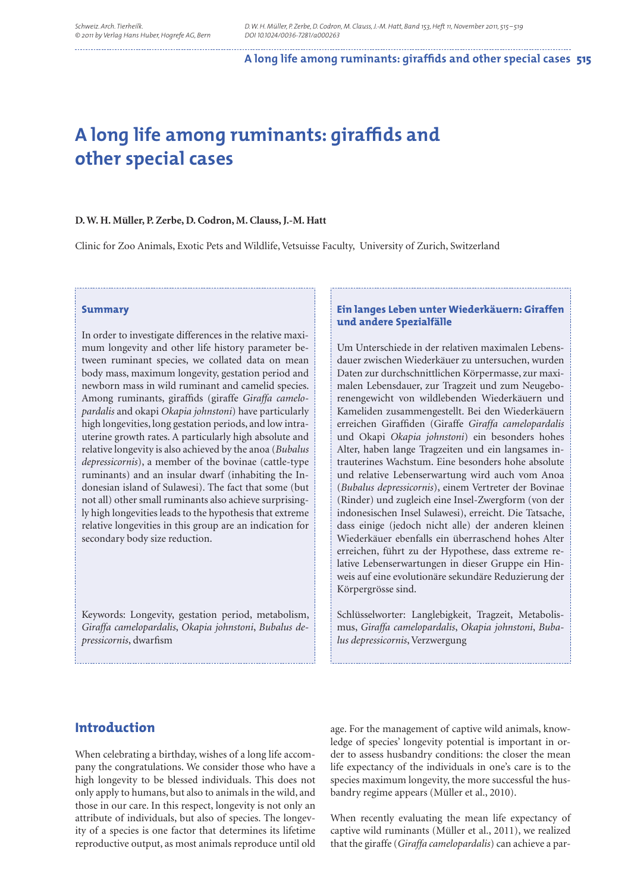# A long life among ruminants: giraffids and other special cases

**D. W. H. Müller, P. Zerbe, D. Codron, M. Clauss, J.-M. Hatt**

Clinic for Zoo Animals, Exotic Pets and Wildlife, Vetsuisse Faculty, University of Zurich, Switzerland

### Summary

In order to investigate differences in the relative maximum longevity and other life history parameter between ruminant species, we collated data on mean body mass, maximum longevity, gestation period and newborn mass in wild ruminant and camelid species. Among ruminants, giraffids (giraffe *Giraffa camelopardalis* and okapi *Okapia johnstoni*) have particularly high longevities, long gestation periods, and low intrauterine growth rates. A particularly high absolute and relative longevity is also achieved by the anoa (*Bubalus depressicornis*), a member of the bovinae (cattle-type ruminants) and an insular dwarf (inhabiting the Indonesian island of Sulawesi). The fact that some (but not all) other small ruminants also achieve surprisingly high longevities leads to the hypothesis that extreme relative longevities in this group are an indication for secondary body size reduction.

Keywords: Longevity, gestation period, metabolism, *Giraffa camelopardalis*, *Okapia johnstoni*, *Bubalus depressicornis*, dwarfism

### Ein langes Leben unter Wiederkäuern: Giraffen und andere Spezialfälle

Um Unterschiede in der relativen maximalen Lebensdauer zwischen Wiederkäuer zu untersuchen, wurden Daten zur durchschnittlichen Körpermasse, zur maximalen Lebensdauer, zur Tragzeit und zum Neugeborenengewicht von wildlebenden Wiederkäuern und Kameliden zusammengestellt. Bei den Wiederkäuern erreichen Giraffiden (Giraffe *Giraffa camelopardalis* und Okapi *Okapia johnstoni*) ein besonders hohes Alter, haben lange Tragzeiten und ein langsames intrauterines Wachstum. Eine besonders hohe absolute und relative Lebenserwartung wird auch vom Anoa (*Bubalus depressicornis*), einem Vertreter der Bovinae (Rinder) und zugleich eine Insel-Zwergform (von der indonesischen Insel Sulawesi), erreicht. Die Tatsache, dass einige (jedoch nicht alle) der anderen kleinen Wiederkäuer ebenfalls ein überraschend hohes Alter erreichen, führt zu der Hypothese, dass extreme relative Lebenserwartungen in dieser Gruppe ein Hinweis auf eine evolutionäre sekundäre Reduzierung der Körpergrösse sind.

Schlüsselworter: Langlebigkeit, Tragzeit, Metabolismus, *Giraffa camelopardalis*, *Okapia johnstoni*, *Bubalus depressicornis*, Verzwergung

## Introduction

When celebrating a birthday, wishes of a long life accompany the congratulations. We consider those who have a high longevity to be blessed individuals. This does not only apply to humans, but also to animals in the wild, and those in our care. In this respect, longevity is not only an attribute of individuals, but also of species. The longevity of a species is one factor that determines its lifetime reproductive output, as most animals reproduce until old age. For the management of captive wild animals, knowledge of species' longevity potential is important in order to assess husbandry conditions: the closer the mean life expectancy of the individuals in one's care is to the species maximum longevity, the more successful the husbandry regime appears (Müller et al., 2010).

When recently evaluating the mean life expectancy of captive wild ruminants (Müller et al., 2011), we realized that the giraffe (*Giraffa camelopardalis*) can achieve a par-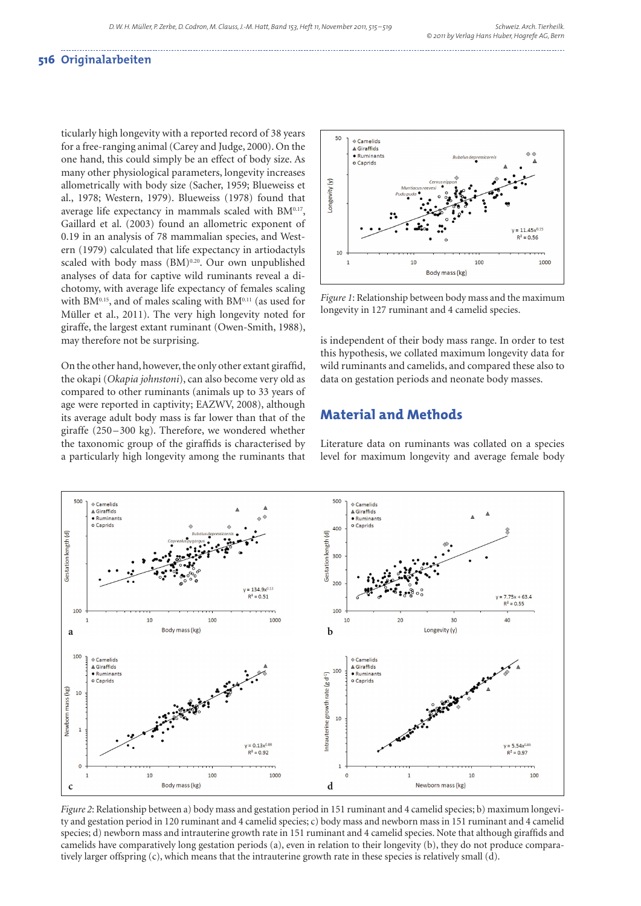ticularly high longevity with a reported record of 38 years for a free-ranging animal (Carey and Judge, 2000). On the one hand, this could simply be an effect of body size. As many other physiological parameters, longevity increases allometrically with body size (Sacher, 1959; Blueweiss et al., 1978; Western, 1979). Blueweiss (1978) found that average life expectancy in mammals scaled with $BM^{0.17}$, Gaillard et al. (2003) found an allometric exponent of 0.19 in an analysis of 78 mammalian species, and Western (1979) calculated that life expectancy in artiodactyls scaled with body mass $(BM)^{0.20}$. Our own unpublished analyses of data for captive wild ruminants reveal a dichotomy, with average life expectancy of females scaling with $BM^{0.15}$, and of males scaling with $BM^{0.11}$ (as used for Müller et al., 2011). The very high longevity noted for giraffe, the largest extant ruminant (Owen-Smith, 1988), may therefore not be surprising.

On the other hand, however, the only other extant giraffid, the okapi (*Okapia johnstoni*), can also become very old as compared to other ruminants (animals up to 33 years of age were reported in captivity; EAZWV, 2008), although its average adult body mass is far lower than that of the giraffe (250–300 kg). Therefore, we wondered whether the taxonomic group of the giraffids is characterised by a particularly high longevity among the ruminants that is independent of their body mass range. In order to test this hypothesis, we collated maximum longevity data for wild ruminants and camelids, and compared these also to data on gestation periods and neonate body masses.

*Figure 1*: Relationship between body mass and the maximum longevity in 127 ruminant and 4 camelid species.

## Material and Methods

Literature data on ruminants was collated on a species level for maximum longevity and average female body

*Figure 2*: Relationship between a) body mass and gestation period in 151 ruminant and 4 camelid species; b) maximum longevity and gestation period in 120 ruminant and 4 camelid species; c) body mass and newborn mass in 151 ruminant and 4 camelid species; d) newborn mass and intrauterine growth rate in 151 ruminant and 4 camelid species. Note that although giraffids and camelids have comparatively long gestation periods (a), even in relation to their longevity (b), they do not produce comparatively larger offspring (c), which means that the intrauterine growth rate in these species is relatively small (d).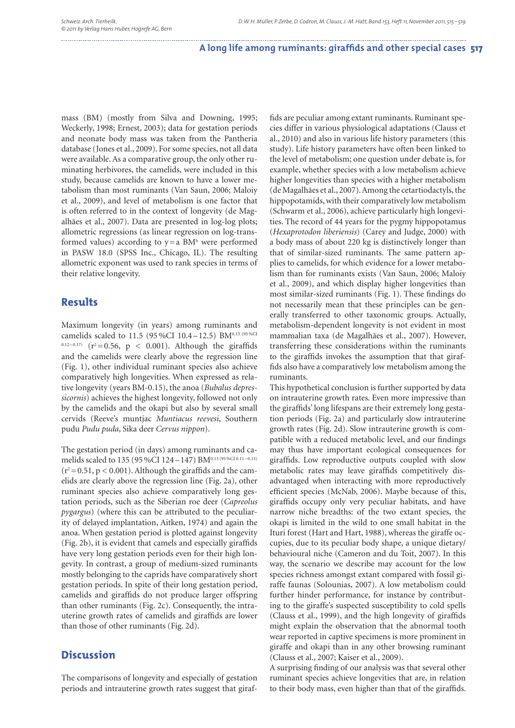mass (BM) (mostly from Silva and Downing, 1995; Weckerly, 1998; Ernest, 2003); data for gestation periods and neonate body mass was taken from the Pantheria database (Jones et al., 2009). For some species, not all data were available. As a comparative group, the only other ruminating herbivores, the camelids, were included in this study, because camelids are known to have a lower metabolism than most ruminants (Van Saun, 2006; Maloiy et al., 2009), and level of metabolism is one factor that is often referred to in the context of longevity (de Magalhães et al., 2007). Data are presented in log-log plots; allometric regressions (as linear regression on log-transformed values) according to $y = a\ BM^b$ were performed in PASW 18.0 (SPSS Inc., Chicago, IL). The resulting allometric exponent was used to rank species in terms of their relative longevity.

## Results

Maximum longevity (in years) among ruminants and camelids scaled to 11.5 (95 %CI 10.4–12.5) $BM^{0.15\ (95\%CI\ 0.12-0.17)}$ ($r^2 = 0.56$, $p < 0.001$). Although the giraffids and the camelids were clearly above the regression line (Fig. 1), other individual ruminant species also achieve comparatively high longevities. When expressed as relative longevity (years $BM^{-0.15}$), the anoa (*Bubalus depressicornis*) achieves the highest longevity, followed not only by the camelids and the okapi but also by several small cervids (Reeve's muntjac *Muntiacus reevesi*, Southern pudu *Pudu puda*, Sika deer *Cervus nippon*).

The gestation period (in days) among ruminants and camelids scaled to 135 (95 %CI 124–147) $BM^{0.13\ (95\%CI\ 0.11-0.15)}$ ($r^2 = 0.51$, $p < 0.001$). Although the giraffids and the camelids are clearly above the regression line (Fig. 2a), other ruminant species also achieve comparatively long gestation periods, such as the Siberian roe deer (*Capreolus pygargus*) (where this can be attributed to the peculiarity of delayed implantation, Aitken, 1974) and again the anoa. When gestation period is plotted against longevity (Fig. 2b), it is evident that camels and especially giraffids have very long gestation periods even for their high longevity. In contrast, a group of medium-sized ruminants mostly belonging to the caprids have comparatively short gestation periods. In spite of their long gestation period, camelids and giraffids do not produce larger offspring than other ruminants (Fig. 2c). Consequently, the intrauterine growth rates of camelids and giraffids are lower than those of other ruminants (Fig. 2d).

## Discussion

The comparisons of longevity and especially of gestation periods and intrauterine growth rates suggest that giraffids are peculiar among extant ruminants. Ruminant species differ in various physiological adaptations (Clauss et al., 2010) and also in various life history parameters (this study). Life history parameters have often been linked to the level of metabolism; one question under debate is, for example, whether species with a low metabolism achieve higher longevities than species with a higher metabolism (de Magalhães et al., 2007). Among the cetartiodactyls, the hippopotamids, with their comparatively low metabolism (Schwarm et al., 2006), achieve particularly high longevities. The record of 44 years for the pygmy hippopotamus (*Hexaprotodon liberiensis*) (Carey and Judge, 2000) with a body mass of about 220 kg is distinctively longer than that of similar-sized ruminants. The same pattern applies to camelids, for which evidence for a lower metabolism than for ruminants exists (Van Saun, 2006; Maloiy et al., 2009), and which display higher longevities than most similar-sized ruminants (Fig. 1). These findings do not necessarily mean that these principles can be generally transferred to other taxonomic groups. Actually, metabolism-dependent longevity is not evident in most mammalian taxa (de Magalhães et al., 2007). However, transferring these considerations within the ruminants to the giraffids invokes the assumption that that giraffids also have a comparatively low metabolism among the ruminants.

This hypothetical conclusion is further supported by data on intrauterine growth rates. Even more impressive than the giraffids' long lifespans are their extremely long gestation periods (Fig. 2a) and particularly slow intrauterine growth rates (Fig. 2d). Slow intrauterine growth is compatible with a reduced metabolic level, and our findings may thus have important ecological consequences for giraffids. Low reproductive outputs coupled with slow metabolic rates may leave giraffids competitively disadvantaged when interacting with more reproductively efficient species (McNab, 2006). Maybe because of this, giraffids occupy only very peculiar habitats, and have narrow niche breadths: of the two extant species, the okapi is limited in the wild to one small habitat in the Ituri forest (Hart and Hart, 1988), whereas the giraffe occupies, due to its peculiar body shape, a unique dietary/behavioural niche (Cameron and du Toit, 2007). In this way, the scenario we describe may account for the low species richness amongst extant compared with fossil giraffe faunas (Solounias, 2007). A low metabolism could further hinder performance, for instance by contributing to the giraffe's suspected susceptibility to cold spells (Clauss et al., 1999), and the high longevity of giraffids might explain the observation that the abnormal tooth wear reported in captive specimens is more prominent in giraffe and okapi than in any other browsing ruminant (Clauss et al., 2007; Kaiser et al., 2009).

A surprising finding of our analysis was that several other ruminant species achieve longevities that are, in relation to their body mass, even higher than that of the giraffids.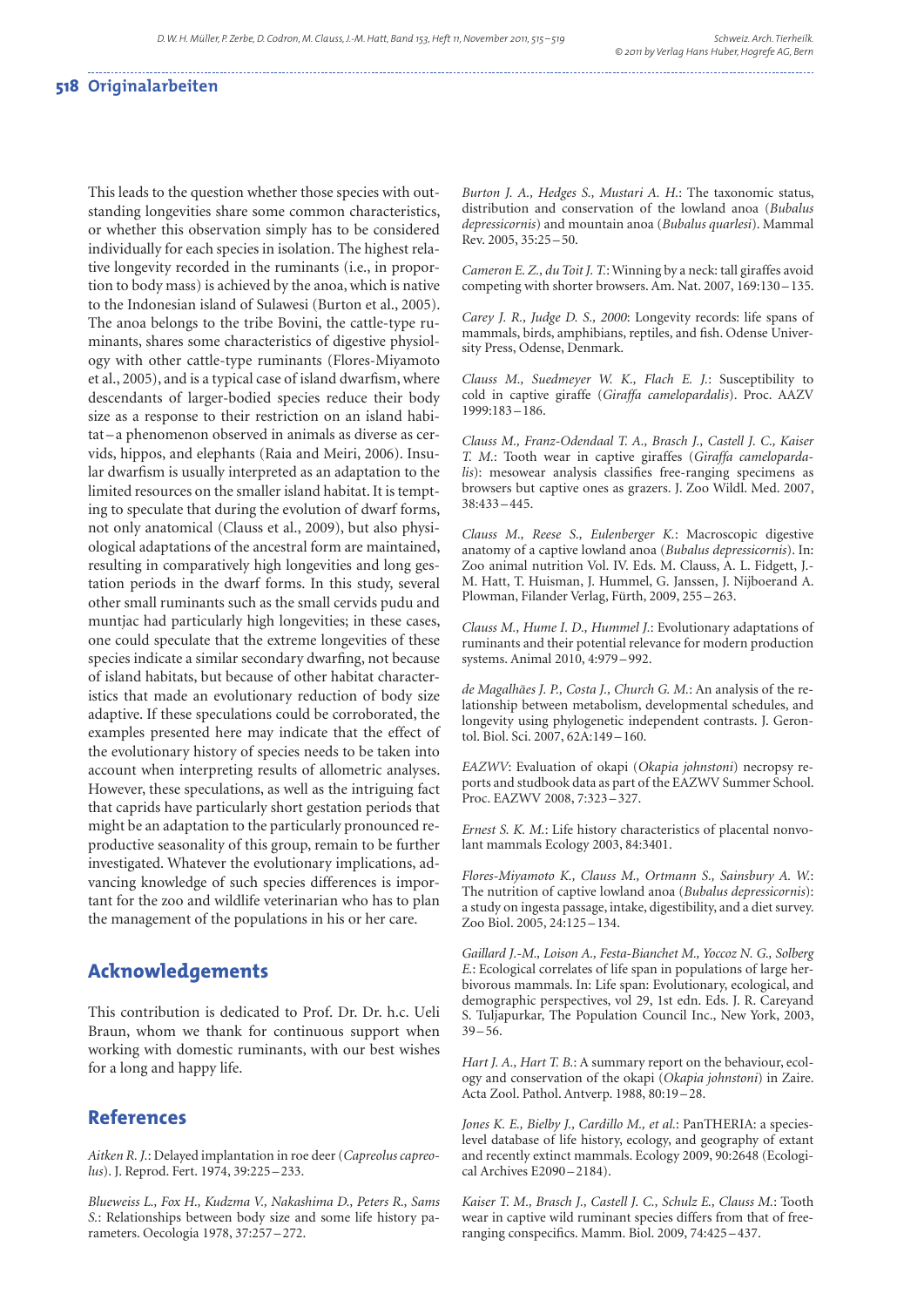This leads to the question whether those species with outstanding longevities share some common characteristics, or whether this observation simply has to be considered individually for each species in isolation. The highest relative longevity recorded in the ruminants (i.e., in proportion to body mass) is achieved by the anoa, which is native to the Indonesian island of Sulawesi (Burton et al., 2005). The anoa belongs to the tribe Bovini, the cattle-type ruminants, shares some characteristics of digestive physiology with other cattle-type ruminants (Flores-Miyamoto et al., 2005), and is a typical case of island dwarfism, where descendants of larger-bodied species reduce their body size as a response to their restriction on an island habitat – a phenomenon observed in animals as diverse as cervids, hippos, and elephants (Raia and Meiri, 2006). Insular dwarfism is usually interpreted as an adaptation to the limited resources on the smaller island habitat. It is tempting to speculate that during the evolution of dwarf forms, not only anatomical (Clauss et al., 2009), but also physiological adaptations of the ancestral form are maintained, resulting in comparatively high longevities and long gestation periods in the dwarf forms. In this study, several other small ruminants such as the small cervids pudu and muntjac had particularly high longevities; in these cases, one could speculate that the extreme longevities of these species indicate a similar secondary dwarfing, not because of island habitats, but because of other habitat characteristics that made an evolutionary reduction of body size adaptive. If these speculations could be corroborated, the examples presented here may indicate that the effect of the evolutionary history of species needs to be taken into account when interpreting results of allometric analyses. However, these speculations, as well as the intriguing fact that caprids have particularly short gestation periods that might be an adaptation to the particularly pronounced reproductive seasonality of this group, remain to be further investigated. Whatever the evolutionary implications, advancing knowledge of such species differences is important for the zoo and wildlife veterinarian who has to plan the management of the populations in his or her care.

## Acknowledgements

This contribution is dedicated to Prof. Dr. Dr. h.c. Ueli Braun, whom we thank for continuous support when working with domestic ruminants, with our best wishes for a long and happy life.

## References

*Aitken R. J.*: Delayed implantation in roe deer (*Capreolus capreolus*). J. Reprod. Fert. 1974, 39:225 – 233.

*Blueweiss L., Fox H., Kudzma V., Nakashima D., Peters R., Sams S.*: Relationships between body size and some life history parameters. Oecologia 1978, 37:257 – 272.

*Burton J. A., Hedges S., Mustari A. H.*: The taxonomic status, distribution and conservation of the lowland anoa (*Bubalus depressicornis*) and mountain anoa (*Bubalus quarlesi*). Mammal Rev. 2005, 35:25 – 50.

*Cameron E. Z., du Toit J. T.*: Winning by a neck: tall giraffes avoid competing with shorter browsers. Am. Nat. 2007, 169:130 – 135.

*Carey J. R., Judge D. S., 2000*: Longevity records: life spans of mammals, birds, amphibians, reptiles, and fish. Odense University Press, Odense, Denmark.

*Clauss M., Suedmeyer W. K., Flach E. J.*: Susceptibility to cold in captive giraffe (*Giraffa camelopardalis*). Proc. AAZV 1999:183 – 186.

*Clauss M., Franz-Odendaal T. A., Brasch J., Castell J. C., Kaiser T. M.*: Tooth wear in captive giraffes (*Giraffa camelopardalis*): mesowear analysis classifies free-ranging specimens as browsers but captive ones as grazers. J. Zoo Wildl. Med. 2007, 38:433 – 445.

*Clauss M., Reese S., Eulenberger K.*: Macroscopic digestive anatomy of a captive lowland anoa (*Bubalus depressicornis*). In: Zoo animal nutrition Vol. IV. Eds. M. Clauss, A. L. Fidgett, J.-M. Hatt, T. Huisman, J. Hummel, G. Janssen, J. Nijboerand A. Plowman, Filander Verlag, Fürth, 2009, 255 – 263.

*Clauss M., Hume I. D., Hummel J.*: Evolutionary adaptations of ruminants and their potential relevance for modern production systems. Animal 2010, 4:979 – 992.

*de Magalhães J. P., Costa J., Church G. M.*: An analysis of the relationship between metabolism, developmental schedules, and longevity using phylogenetic independent contrasts. J. Gerontol. Biol. Sci. 2007, 62A:149 – 160.

*EAZWV*: Evaluation of okapi (*Okapia johnstoni*) necropsy reports and studbook data as part of the EAZWV Summer School. Proc. EAZWV 2008, 7:323 – 327.

*Ernest S. K. M.*: Life history characteristics of placental nonvolant mammals Ecology 2003, 84:3401.

*Flores-Miyamoto K., Clauss M., Ortmann S., Sainsbury A. W.*: The nutrition of captive lowland anoa (*Bubalus depressicornis*): a study on ingesta passage, intake, digestibility, and a diet survey. Zoo Biol. 2005, 24:125 – 134.

*Gaillard J.-M., Loison A., Festa-Bianchet M., Yoccoz N. G., Solberg E.*: Ecological correlates of life span in populations of large herbivorous mammals. In: Life span: Evolutionary, ecological, and demographic perspectives, vol 29, 1st edn. Eds. J. R. Careyand S. Tuljapurkar, The Population Council Inc., New York, 2003, 39 – 56.

*Hart J. A., Hart T. B.*: A summary report on the behaviour, ecology and conservation of the okapi (*Okapia johnstoni*) in Zaire. Acta Zool. Pathol. Antverp. 1988, 80:19 – 28.

*Jones K. E., Bielby J., Cardillo M., et al.*: PanTHERIA: a species-level database of life history, ecology, and geography of extant and recently extinct mammals. Ecology 2009, 90:2648 (Ecological Archives E2090 – 2184).

*Kaiser T. M., Brasch J., Castell J. C., Schulz E., Clauss M.*: Tooth wear in captive wild ruminant species differs from that of free-ranging conspecifics. Mamm. Biol. 2009, 74:425 – 437.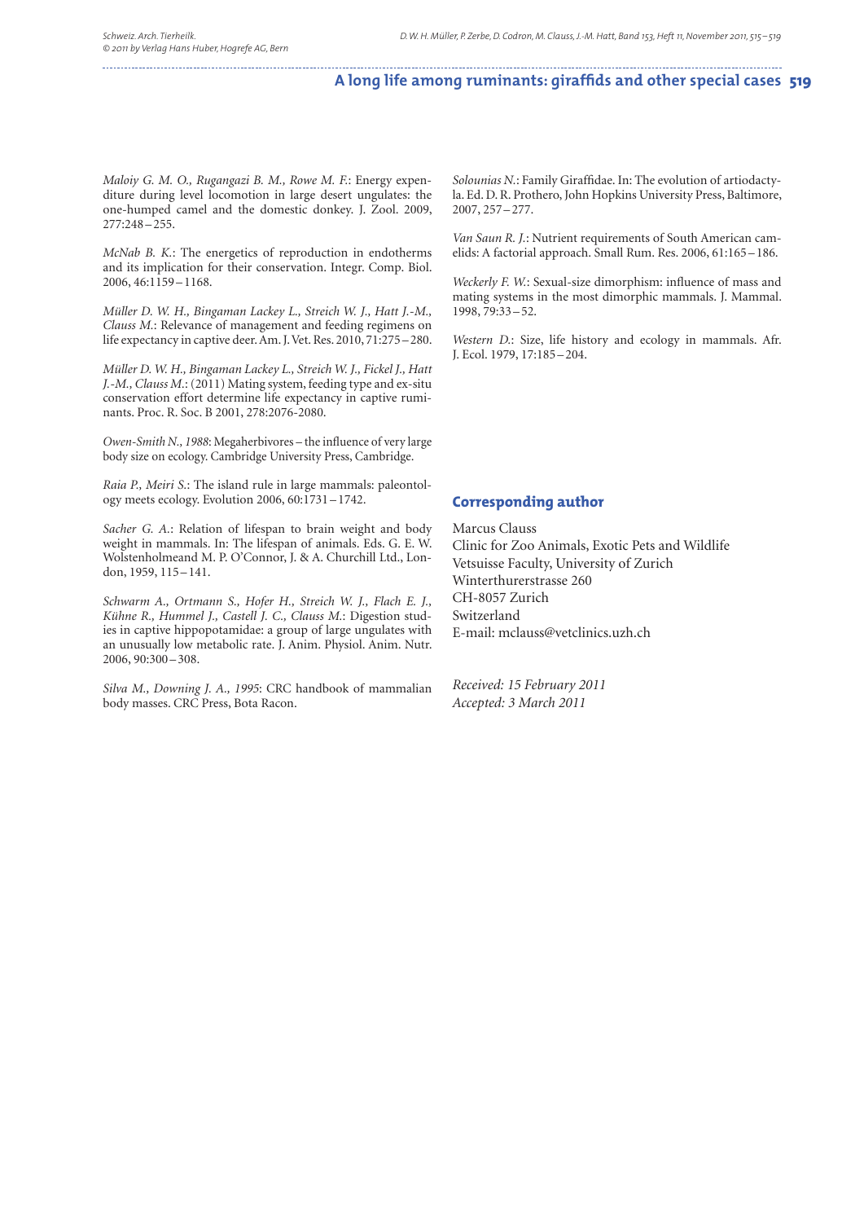*Maloiy G. M. O., Rugangazi B. M., Rowe M. F.*: Energy expenditure during level locomotion in large desert ungulates: the one-humped camel and the domestic donkey. J. Zool. 2009, 277:248 – 255.

*McNab B. K.*: The energetics of reproduction in endotherms and its implication for their conservation. Integr. Comp. Biol. 2006, 46:1159 – 1168.

*Müller D. W. H., Bingaman Lackey L., Streich W. J., Hatt J.-M., Clauss M.*: Relevance of management and feeding regimens on life expectancy in captive deer. Am. J. Vet. Res. 2010, 71:275 – 280.

*Müller D. W. H., Bingaman Lackey L., Streich W. J., Fickel J., Hatt J.-M., Clauss M.*: (2011) Mating system, feeding type and ex-situ conservation effort determine life expectancy in captive ruminants. Proc. R. Soc. B 2001, 278:2076-2080.

*Owen-Smith N., 1988*: Megaherbivores – the influence of very large body size on ecology. Cambridge University Press, Cambridge.

*Raia P., Meiri S.*: The island rule in large mammals: paleontology meets ecology. Evolution 2006, 60:1731 – 1742.

*Sacher G. A.*: Relation of lifespan to brain weight and body weight in mammals. In: The lifespan of animals. Eds. G. E. W. Wolstenholmeand M. P. O'Connor, J. & A. Churchill Ltd., London, 1959, 115 – 141.

*Schwarm A., Ortmann S., Hofer H., Streich W. J., Flach E. J., Kühne R., Hummel J., Castell J. C., Clauss M.*: Digestion studies in captive hippopotamidae: a group of large ungulates with an unusually low metabolic rate. J. Anim. Physiol. Anim. Nutr. 2006, 90:300 – 308.

*Silva M., Downing J. A., 1995*: CRC handbook of mammalian body masses. CRC Press, Bota Racon.

*Solounias N.*: Family Giraffidae. In: The evolution of artiodactyla. Ed. D. R. Prothero, John Hopkins University Press, Baltimore, 2007, 257 – 277.

*Van Saun R. J.*: Nutrient requirements of South American camelids: A factorial approach. Small Rum. Res. 2006, 61:165 – 186.

*Weckerly F. W.*: Sexual-size dimorphism: influence of mass and mating systems in the most dimorphic mammals. J. Mammal. 1998, 79:33 – 52.

*Western D.*: Size, life history and ecology in mammals. Afr. J. Ecol. 1979, 17:185 – 204.

## Corresponding author

Marcus Clauss
Clinic for Zoo Animals, Exotic Pets and Wildlife
Vetsuisse Faculty, University of Zurich
Winterthurerstrasse 260
CH-8057 Zurich
Switzerland
E-mail: mclauss@vetclinics.uzh.ch

*Received: 15 February 2011*
*Accepted: 3 March 2011*